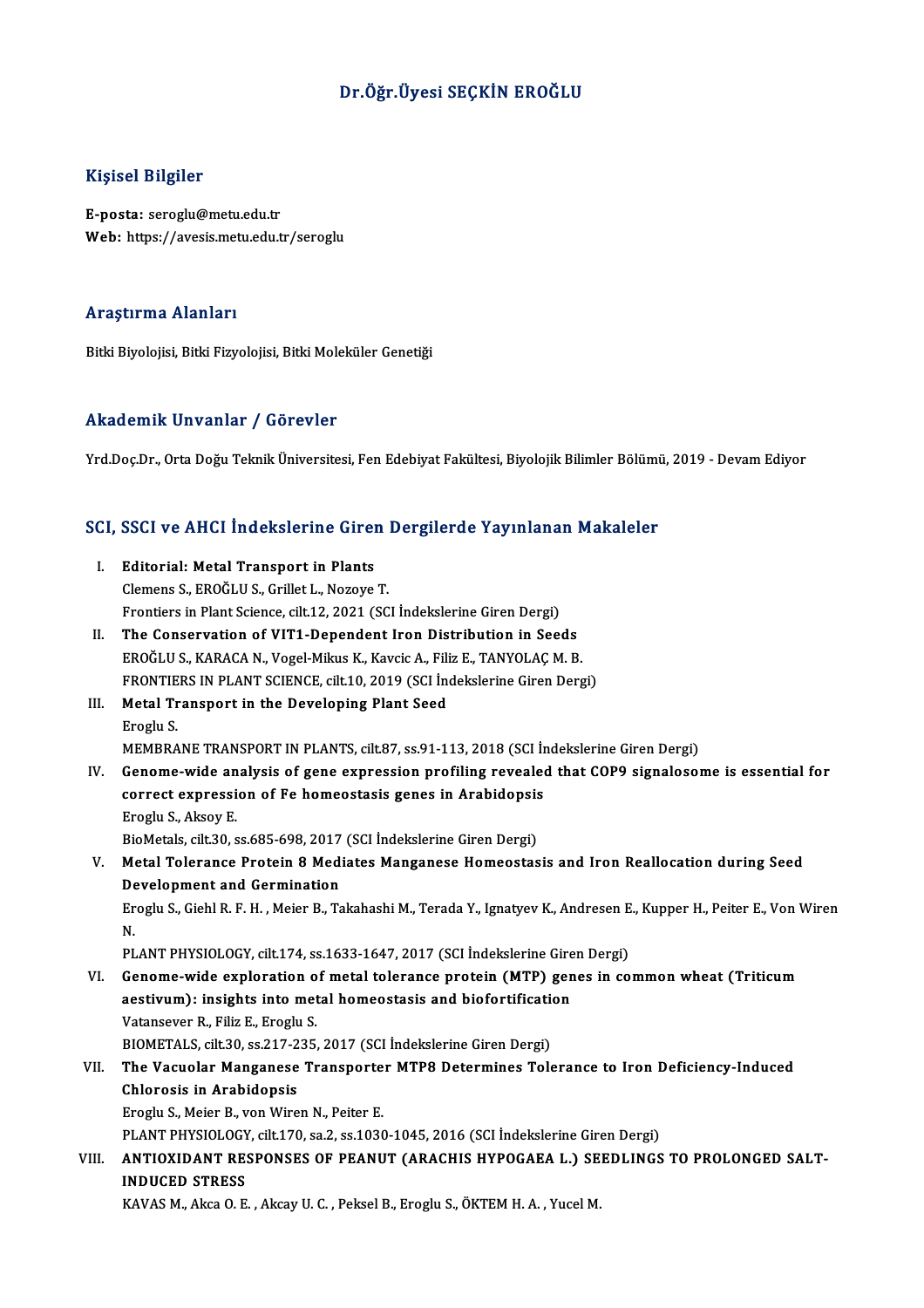# Dr.Öğr.Üyesi SEÇKİN EROĞLU

## Kişisel Bilgiler

**E-posta:** seroglu@metu.edu.tr
**Web:** https://avesis.metu.edu.tr/seroglu

## Araştırma Alanları

Bitki Biyolojisi, Bitki Fizyolojisi, Bitki Moleküler Genetiği

## Akademik Unvanlar / Görevler

Yrd.Doç.Dr., Orta Doğu Teknik Üniversitesi, Fen Edebiyat Fakültesi, Biyolojik Bilimler Bölümü, 2019 - Devam Ediyor

## SCI, SSCI ve AHCI İndekslerine Giren Dergilerde Yayınlanan Makaleler

I. **Editorial: Metal Transport in Plants**
   Clemens S., EROĞLU S., Grillet L., Nozoye T.
   Frontiers in Plant Science, cilt.12, 2021 (SCI İndekslerine Giren Dergi)

II. **The Conservation of VIT1-Dependent Iron Distribution in Seeds**
   EROĞLU S., KARACA N., Vogel-Mikus K., Kavcic A., Filiz E., TANYOLAÇ M. B.
   FRONTIERS IN PLANT SCIENCE, cilt.10, 2019 (SCI İndekslerine Giren Dergi)

III. **Metal Transport in the Developing Plant Seed**
   Eroglu S.
   MEMBRANE TRANSPORT IN PLANTS, cilt.87, ss.91-113, 2018 (SCI İndekslerine Giren Dergi)

IV. **Genome-wide analysis of gene expression profiling revealed that COP9 signalosome is essential for correct expression of Fe homeostasis genes in Arabidopsis**
   Eroglu S., Aksoy E.
   BioMetals, cilt.30, ss.685-698, 2017 (SCI İndekslerine Giren Dergi)

V. **Metal Tolerance Protein 8 Mediates Manganese Homeostasis and Iron Reallocation during Seed Development and Germination**
   Eroglu S., Giehl R. F. H. , Meier B., Takahashi M., Terada Y., Ignatyev K., Andresen E., Kupper H., Peiter E., Von Wiren N.
   PLANT PHYSIOLOGY, cilt.174, ss.1633-1647, 2017 (SCI İndekslerine Giren Dergi)

VI. **Genome-wide exploration of metal tolerance protein (MTP) genes in common wheat (Triticum aestivum): insights into metal homeostasis and biofortification**
   Vatansever R., Filiz E., Eroglu S.
   BIOMETALS, cilt.30, ss.217-235, 2017 (SCI İndekslerine Giren Dergi)

VII. **The Vacuolar Manganese Transporter MTP8 Determines Tolerance to Iron Deficiency-Induced Chlorosis in Arabidopsis**
   Eroglu S., Meier B., von Wiren N., Peiter E.
   PLANT PHYSIOLOGY, cilt.170, sa.2, ss.1030-1045, 2016 (SCI İndekslerine Giren Dergi)

VIII. **ANTIOXIDANT RESPONSES OF PEANUT (ARACHIS HYPOGAEA L.) SEEDLINGS TO PROLONGED SALT-INDUCED STRESS**
   KAVAS M., Akca O. E. , Akcay U. C. , Peksel B., Eroglu S., ÖKTEM H. A. , Yucel M.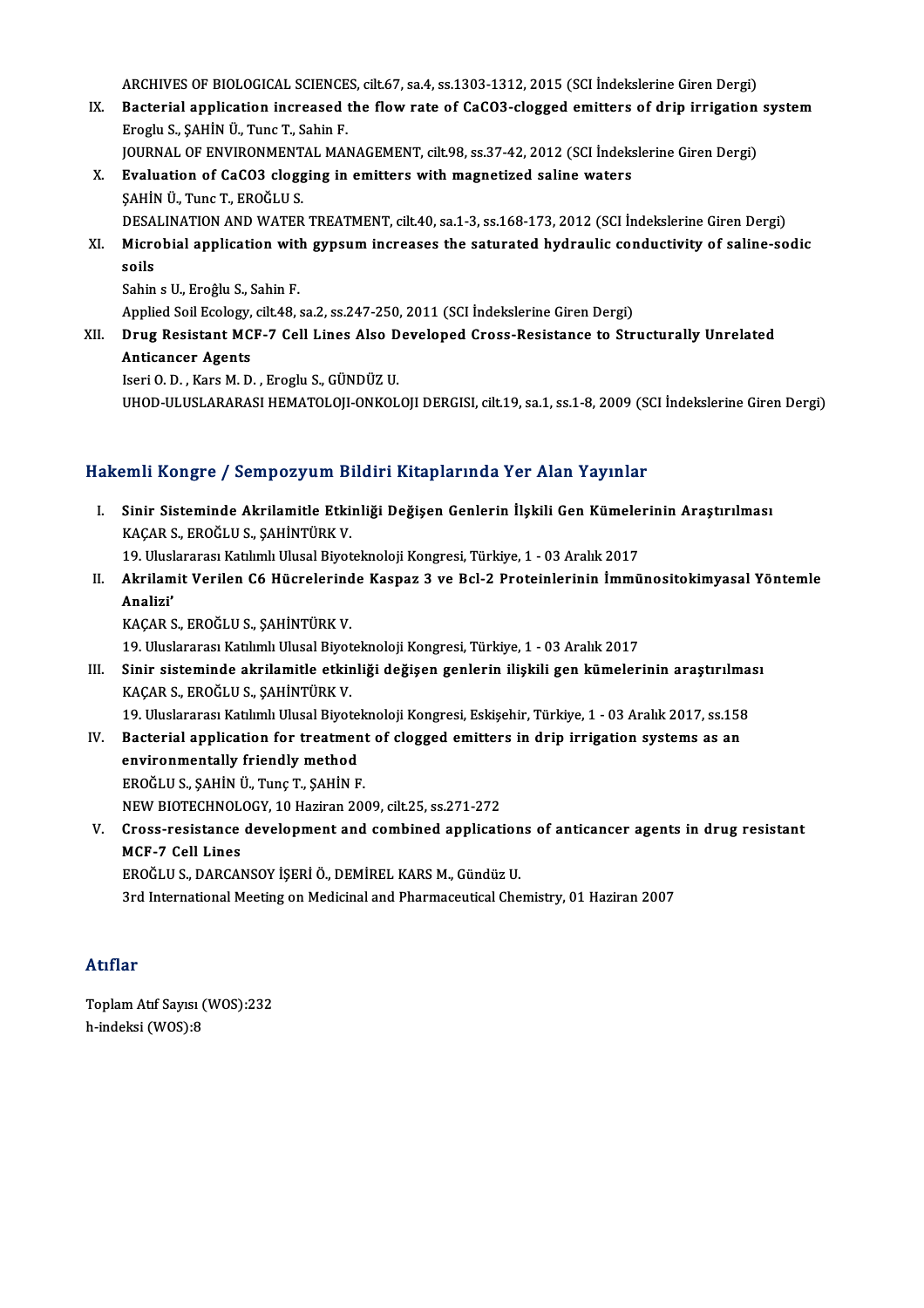ARCHIVES OF BIOLOGICAL SCIENCES, cilt.67, sa.4, ss.1303-1312, 2015 (SCI İndekslerine Giren Dergi)

IX. **Bacterial application increased the flow rate of $CaCO_3$-clogged emitters of drip irrigation system**
Eroglu S., ŞAHİN Ü., Tunc T., Sahin F.
JOURNAL OF ENVIRONMENTAL MANAGEMENT, cilt.98, ss.37-42, 2012 (SCI İndekslerine Giren Dergi)

X. **Evaluation of $CaCO_3$ clogging in emitters with magnetized saline waters**
ŞAHİN Ü., Tunc T., EROĞLU S.
DESALINATION AND WATER TREATMENT, cilt.40, sa.1-3, ss.168-173, 2012 (SCI İndekslerine Giren Dergi)

XI. **Microbial application with gypsum increases the saturated hydraulic conductivity of saline-sodic soils**
Sahin s U., Eroĝlu S., Sahin F.
Applied Soil Ecology, cilt.48, sa.2, ss.247-250, 2011 (SCI İndekslerine Giren Dergi)

XII. **Drug Resistant MCF-7 Cell Lines Also Developed Cross-Resistance to Structurally Unrelated Anticancer Agents**
Iseri O. D. , Kars M. D. , Eroglu S., GÜNDÜZ U.
UHOD-ULUSLARARASI HEMATOLOJI-ONKOLOJI DERGISI, cilt.19, sa.1, ss.1-8, 2009 (SCI İndekslerine Giren Dergi)

## Hakemli Kongre / Sempozyum Bildiri Kitaplarında Yer Alan Yayınlar

I. **Sinir Sisteminde Akrilamitle Etkinliği Değişen Genlerin İlşkili Gen Kümelerinin Araştırılması**
KAÇAR S., EROĞLU S., ŞAHİNTÜRK V.
19. Uluslararası Katılımlı Ulusal Biyoteknoloji Kongresi, Türkiye, 1 - 03 Aralık 2017

II. **Akrilamit Verilen C6 Hücrelerinde Kaspaz 3 ve Bcl-2 Proteinlerinin İmmünositokimyasal Yöntemle Analizi'**
KAÇAR S., EROĞLU S., ŞAHİNTÜRK V.
19. Uluslararası Katılımlı Ulusal Biyoteknoloji Kongresi, Türkiye, 1 - 03 Aralık 2017

III. **Sinir sisteminde akrilamitle etkinliği değişen genlerin ilişkili gen kümelerinin araştırılması**
KAÇAR S., EROĞLU S., ŞAHİNTÜRK V.
19. Uluslararası Katılımlı Ulusal Biyoteknoloji Kongresi, Eskişehir, Türkiye, 1 - 03 Aralık 2017, ss.158

IV. **Bacterial application for treatment of clogged emitters in drip irrigation systems as an environmentally friendly method**
EROĞLU S., ŞAHİN Ü., Tunç T., ŞAHİN F.
NEW BIOTECHNOLOGY, 10 Haziran 2009, cilt.25, ss.271-272

V. **Cross-resistance development and combined applications of anticancer agents in drug resistant MCF-7 Cell Lines**
EROĞLU S., DARCANSOY İŞERİ Ö., DEMİREL KARS M., Gündüz U.
3rd International Meeting on Medicinal and Pharmaceutical Chemistry, 01 Haziran 2007

## Atıflar

Toplam Atıf Sayısı (WOS):232
h-indeksi (WOS):8